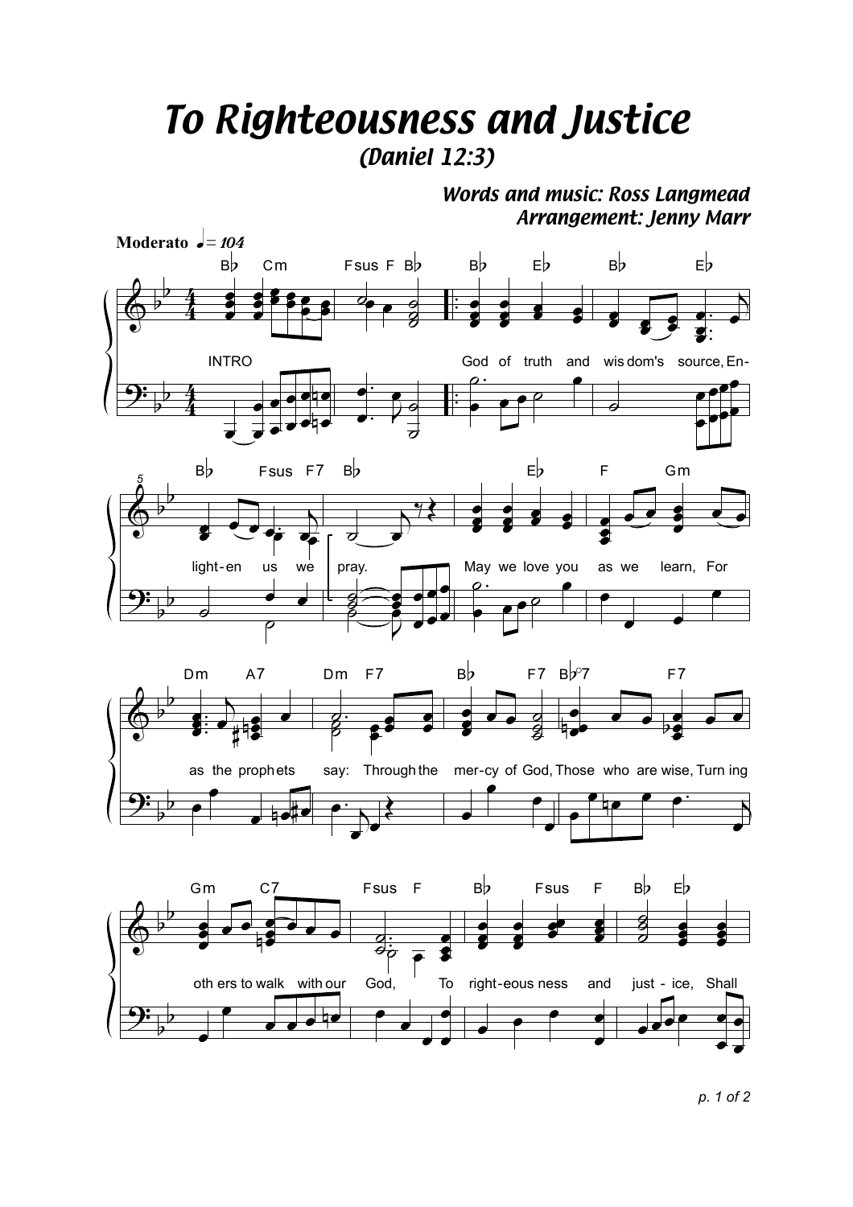# To Righteousness and Justice

## (Daniel 12:3)

*Words and music: Ross Langmead*
*Arrangement: Jenny Marr*

**Moderato** ♩= 104

INTRO

God of truth and wisdom's source, Enlighten us we pray.
May we love you as we learn, For as the prophets say:
Through the mercy of God, Those who are wise, Turning others to walk with our God,
To righteousness and justice, Shall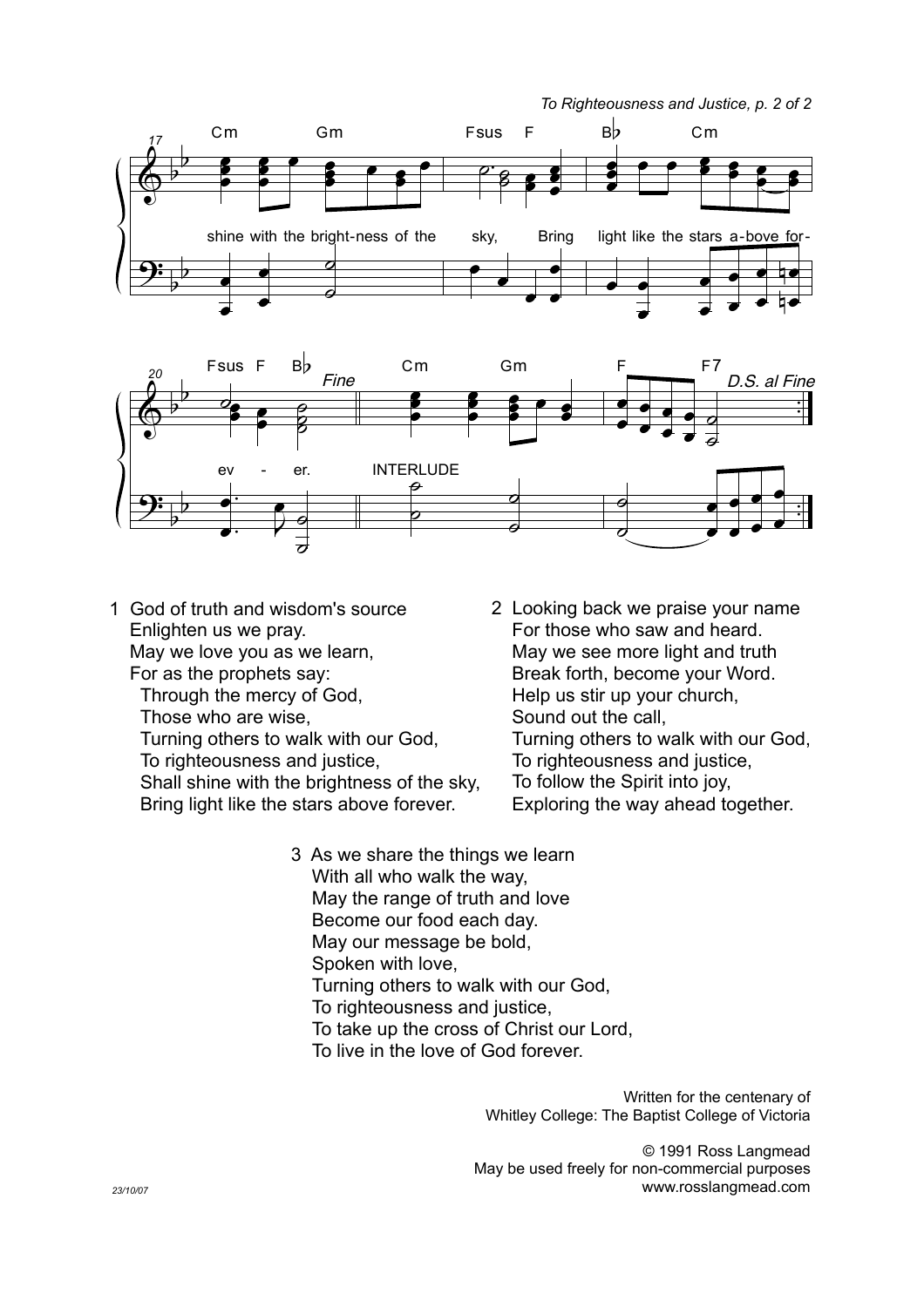1 God of truth and wisdom's source
Enlightenen us we pray.
May we love you as we learn,
For as the prophets say:
Through the mercy of God,
Those who are wise,
Turning others to walk with our God,
To righteousness and justice,
Shall shine with the brightness of the sky,
Bring light like the stars above forever.

2 Looking back we praise your name
For those who saw and heard.
May we see more light and truth
Break forth, become your Word.
Help us stir up your church,
Sound out the call,
Turning others to walk with our God,
To righteousness and justice,
To follow the Spirit into joy,
Exploring the way ahead together.

3 As we share the things we learn
With all who walk the way,
May the range of truth and love
Become our food each day.
May our message be bold,
Spoken with love,
Turning others to walk with our God,
To righteousness and justice,
To take up the cross of Christ our Lord,
To live in the love of God forever.

Written for the centenary of
Whitley College: The Baptist College of Victoria

© 1991 Ross Langmead
May be used freely for non-commercial purposes
www.rosslangmead.com

23/10/07